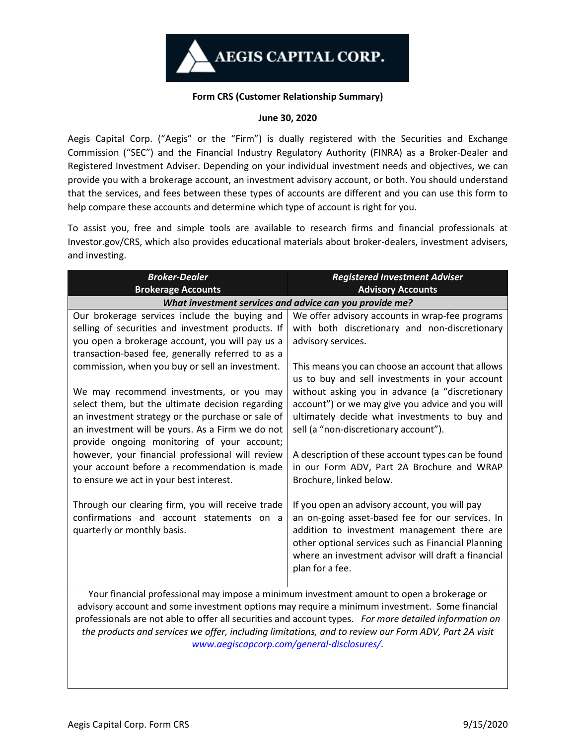**AEGIS CAPITAL CORP.**

**Form CRS (Customer Relationship Summary)**

**June 30, 2020**

Aegis Capital Corp. ("Aegis" or the "Firm") is dually registered with the Securities and Exchange Commission ("SEC") and the Financial Industry Regulatory Authority (FINRA) as a Broker-Dealer and Registered Investment Adviser. Depending on your individual investment needs and objectives, we can provide you with a brokerage account, an investment advisory account, or both. You should understand that the services, and fees between these types of accounts are different and you can use this form to help compare these accounts and determine which type of account is right for you.

To assist you, free and simple tools are available to research firms and financial professionals at Investor.gov/CRS, which also provides educational materials about broker-dealers, investment advisers, and investing.

| ***Broker-Dealer*** **Brokerage Accounts** | ***Registered Investment Adviser*** **Advisory Accounts** |
|---|---|
| ***What investment services and advice can you provide me?*** | |
| Our brokerage services include the buying and selling of securities and investment products. If you open a brokerage account, you will pay us a transaction-based fee, generally referred to as a commission, when you buy or sell an investment.<br><br>We may recommend investments, or you may select them, but the ultimate decision regarding an investment strategy or the purchase or sale of an investment will be yours. As a Firm we do not provide ongoing monitoring of your account; however, your financial professional will review your account before a recommendation is made to ensure we act in your best interest.<br><br>Through our clearing firm, you will receive trade confirmations and account statements on a quarterly or monthly basis. | We offer advisory accounts in wrap-fee programs with both discretionary and non-discretionary advisory services.<br><br>This means you can choose an account that allows us to buy and sell investments in your account without asking you in advance (a "discretionary account") or we may give you advice and you will ultimately decide what investments to buy and sell (a "non-discretionary account").<br><br>A description of these account types can be found in our Form ADV, Part 2A Brochure and WRAP Brochure, linked below.<br><br>If you open an advisory account, you will pay an on-going asset-based fee for our services. In addition to investment management there are other optional services such as Financial Planning where an investment advisor will draft a financial plan for a fee. |
| Your financial professional may impose a minimum investment amount to open a brokerage or advisory account and some investment options may require a minimum investment. Some financial professionals are not able to offer all securities and account types. *For more detailed information on the products and services we offer, including limitations, and to review our Form ADV, Part 2A visit [www.aegiscapcorp.com/general-disclosures/](www.aegiscapcorp.com/general-disclosures/).* | |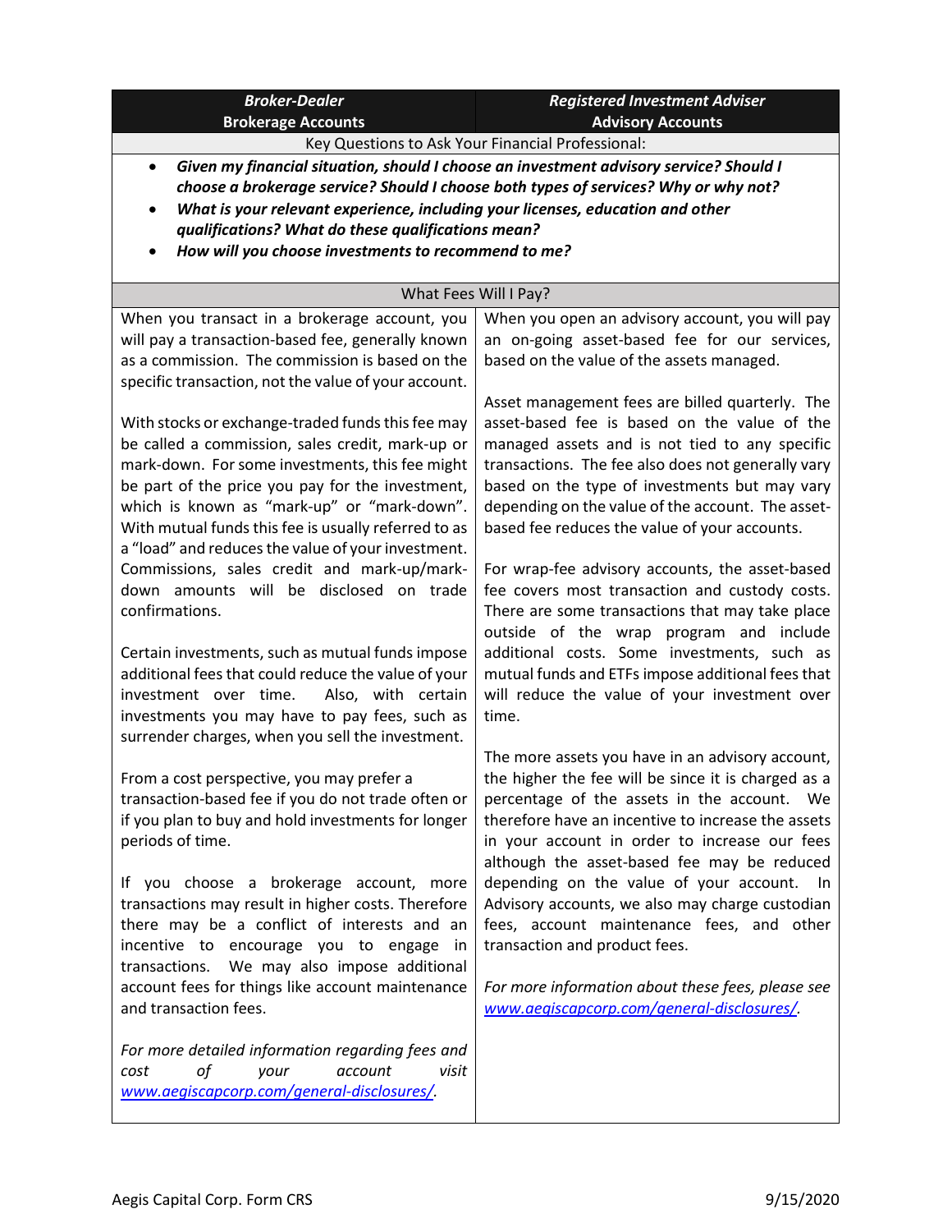| *Broker-Dealer*<br>**Brokerage Accounts** | *Registered Investment Adviser*<br>**Advisory Accounts** |
|---|---|

Key Questions to Ask Your Financial Professional:

- ***Given my financial situation, should I choose an investment advisory service? Should I choose a brokerage service? Should I choose both types of services? Why or why not?***
- ***What is your relevant experience, including your licenses, education and other qualifications? What do these qualifications mean?***
- ***How will you choose investments to recommend to me?***

What Fees Will I Pay?

| Broker-Dealer Brokerage Accounts | Registered Investment Adviser Advisory Accounts |
|---|---|
| When you transact in a brokerage account, you will pay a transaction-based fee, generally known as a commission. The commission is based on the specific transaction, not the value of your account.<br><br>With stocks or exchange-traded funds this fee may be called a commission, sales credit, mark-up or mark-down. For some investments, this fee might be part of the price you pay for the investment, which is known as "mark-up" or "mark-down". With mutual funds this fee is usually referred to as a "load" and reduces the value of your investment. Commissions, sales credit and mark-up/mark-down amounts will be disclosed on trade confirmations.<br><br>Certain investments, such as mutual funds impose additional fees that could reduce the value of your investment over time. Also, with certain investments you may have to pay fees, such as surrender charges, when you sell the investment.<br><br>From a cost perspective, you may prefer a transaction-based fee if you do not trade often or if you plan to buy and hold investments for longer periods of time.<br><br>If you choose a brokerage account, more transactions may result in higher costs. Therefore there may be a conflict of interests and an incentive to encourage you to engage in transactions. We may also impose additional account fees for things like account maintenance and transaction fees.<br><br>*For more detailed information regarding fees and cost of your account visit [www.aegiscapcorp.com/general-disclosures/](www.aegiscapcorp.com/general-disclosures/).* | When you open an advisory account, you will pay an on-going asset-based fee for our services, based on the value of the assets managed.<br><br>Asset management fees are billed quarterly. The asset-based fee is based on the value of the managed assets and is not tied to any specific transactions. The fee also does not generally vary based on the type of investments but may vary depending on the value of the account. The asset-based fee reduces the value of your accounts.<br><br>For wrap-fee advisory accounts, the asset-based fee covers most transaction and custody costs. There are some transactions that may take place outside of the wrap program and include additional costs. Some investments, such as mutual funds and ETFs impose additional fees that will reduce the value of your investment over time.<br><br>The more assets you have in an advisory account, the higher the fee will be since it is charged as a percentage of the assets in the account. We therefore have an incentive to increase the assets in your account in order to increase our fees although the asset-based fee may be reduced depending on the value of your account. In Advisory accounts, we also may charge custodian fees, account maintenance fees, and other transaction and product fees.<br><br>*For more information about these fees, please see [www.aegiscapcorp.com/general-disclosures/](www.aegiscapcorp.com/general-disclosures/).* |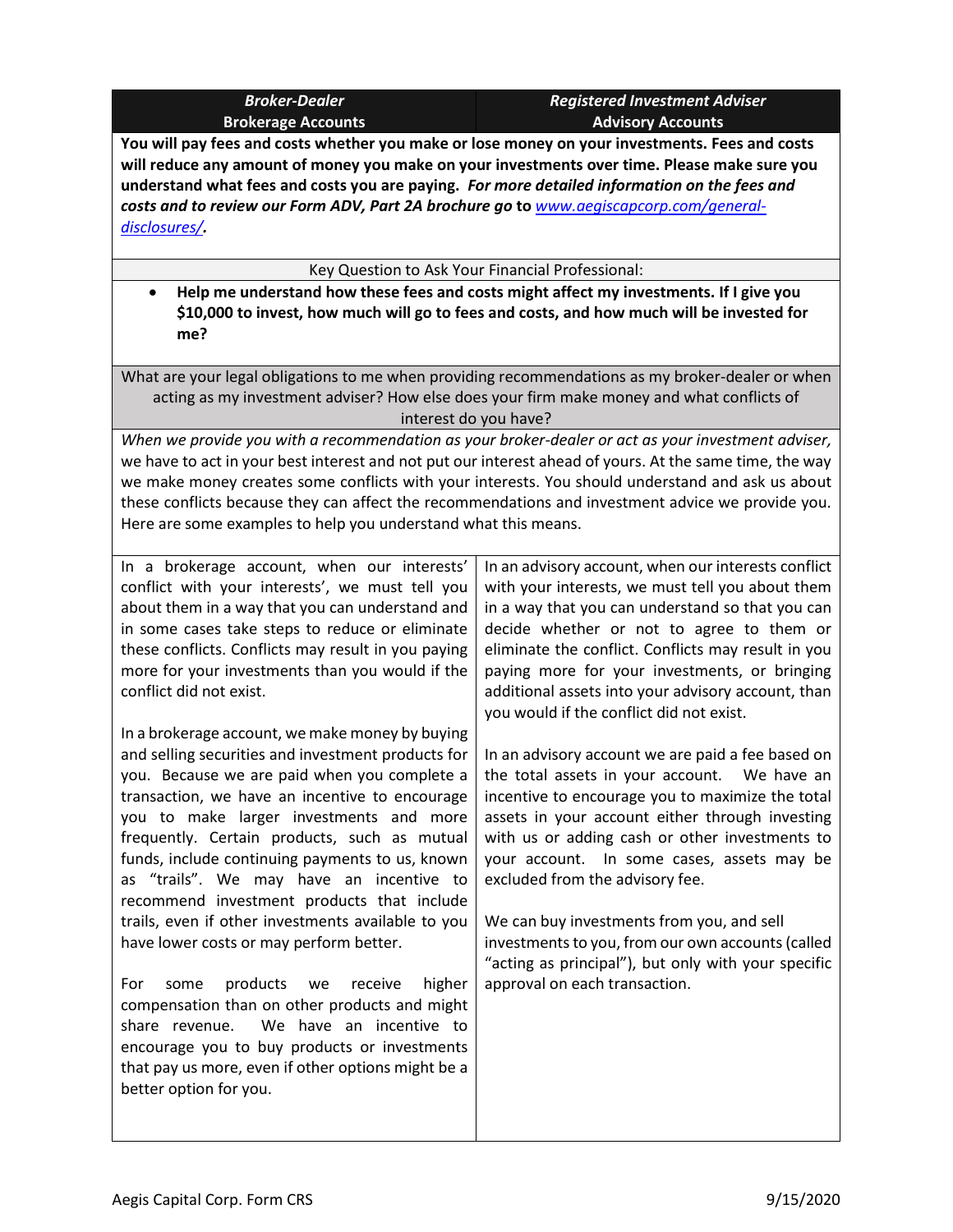| *Broker-Dealer* **Brokerage Accounts** | *Registered Investment Adviser* **Advisory Accounts** |
|---|---|

**You will pay fees and costs whether you make or lose money on your investments. Fees and costs will reduce any amount of money you make on your investments over time. Please make sure you understand what fees and costs you are paying.** ***For more detailed information on the fees and costs and to review our Form ADV, Part 2A brochure go*** **to** [www.aegiscapcorp.com/general-disclosures/](www.aegiscapcorp.com/general-disclosures/).

Key Question to Ask Your Financial Professional:

- **Help me understand how these fees and costs might affect my investments. If I give you $10,000 to invest, how much will go to fees and costs, and how much will be invested for me?**

What are your legal obligations to me when providing recommendations as my broker-dealer or when acting as my investment adviser? How else does your firm make money and what conflicts of interest do you have?

*When we provide you with a recommendation as your broker-dealer or act as your investment adviser,* we have to act in your best interest and not put our interest ahead of yours. At the same time, the way we make money creates some conflicts with your interests. You should understand and ask us about these conflicts because they can affect the recommendations and investment advice we provide you. Here are some examples to help you understand what this means.

| Brokerage Accounts | Advisory Accounts |
|---|---|
| In a brokerage account, when our interests' conflict with your interests', we must tell you about them in a way that you can understand and in some cases take steps to reduce or eliminate these conflicts. Conflicts may result in you paying more for your investments than you would if the conflict did not exist.<br><br>In a brokerage account, we make money by buying and selling securities and investment products for you. Because we are paid when you complete a transaction, we have an incentive to encourage you to make larger investments and more frequently. Certain products, such as mutual funds, include continuing payments to us, known as "trails". We may have an incentive to recommend investment products that include trails, even if other investments available to you have lower costs or may perform better.<br><br>For some products we receive higher compensation than on other products and might share revenue. We have an incentive to encourage you to buy products or investments that pay us more, even if other options might be a better option for you. | In an advisory account, when our interests conflict with your interests, we must tell you about them in a way that you can understand so that you can decide whether or not to agree to them or eliminate the conflict. Conflicts may result in you paying more for your investments, or bringing additional assets into your advisory account, than you would if the conflict did not exist.<br><br>In an advisory account we are paid a fee based on the total assets in your account. We have an incentive to encourage you to maximize the total assets in your account either through investing with us or adding cash or other investments to your account. In some cases, assets may be excluded from the advisory fee.<br><br>We can buy investments from you, and sell investments to you, from our own accounts (called "acting as principal"), but only with your specific approval on each transaction. |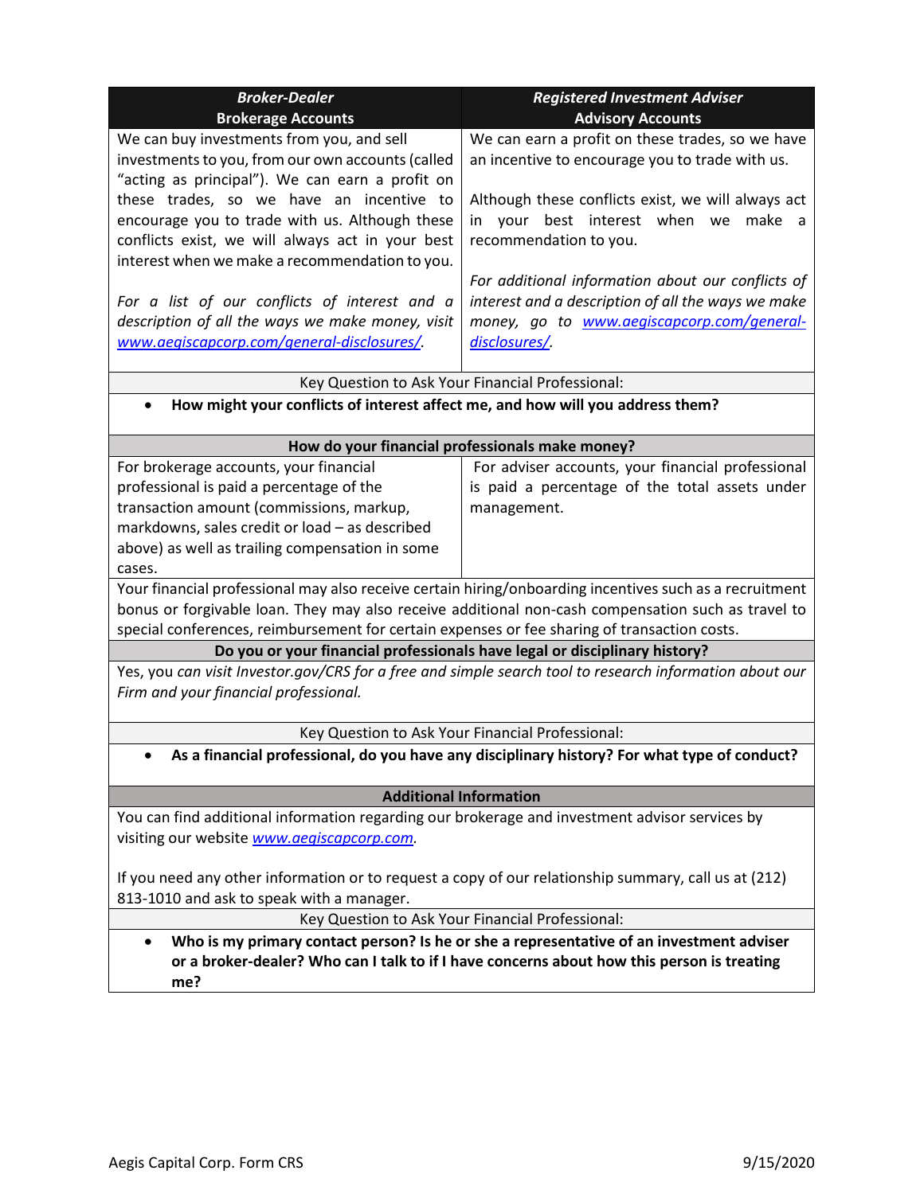| ***Broker-Dealer*** **Brokerage Accounts** | ***Registered Investment Adviser*** **Advisory Accounts** |
|---|---|
| We can buy investments from you, and sell investments to you, from our own accounts (called "acting as principal"). We can earn a profit on these trades, so we have an incentive to encourage you to trade with us. Although these conflicts exist, we will always act in your best interest when we make a recommendation to you.<br><br>*For a list of our conflicts of interest and a description of all the ways we make money, visit [www.aegiscapcorp.com/general-disclosures/](www.aegiscapcorp.com/general-disclosures/).* | We can earn a profit on these trades, so we have an incentive to encourage you to trade with us.<br><br>Although these conflicts exist, we will always act in your best interest when we make a recommendation to you.<br><br>*For additional information about our conflicts of interest and a description of all the ways we make money, go to [www.aegiscapcorp.com/general-disclosures/](www.aegiscapcorp.com/general-disclosures/).* |

Key Question to Ask Your Financial Professional:

- **How might your conflicts of interest affect me, and how will you address them?**

**How do your financial professionals make money?**

| | |
|---|---|
| For brokerage accounts, your financial professional is paid a percentage of the transaction amount (commissions, markup, markdowns, sales credit or load – as described above) as well as trailing compensation in some cases. | For adviser accounts, your financial professional is paid a percentage of the total assets under management. |

Your financial professional may also receive certain hiring/onboarding incentives such as a recruitment bonus or forgivable loan. They may also receive additional non-cash compensation such as travel to special conferences, reimbursement for certain expenses or fee sharing of transaction costs.

**Do you or your financial professionals have legal or disciplinary history?**

Yes, you *can visit Investor.gov/CRS for a free and simple search tool to research information about our Firm and your financial professional.*

Key Question to Ask Your Financial Professional:

- **As a financial professional, do you have any disciplinary history? For what type of conduct?**

**Additional Information**

You can find additional information regarding our brokerage and investment advisor services by visiting our website *[www.aegiscapcorp.com](www.aegiscapcorp.com)*.

If you need any other information or to request a copy of our relationship summary, call us at (212) 813-1010 and ask to speak with a manager.

Key Question to Ask Your Financial Professional:

- **Who is my primary contact person? Is he or she a representative of an investment adviser or a broker-dealer? Who can I talk to if I have concerns about how this person is treating me?**